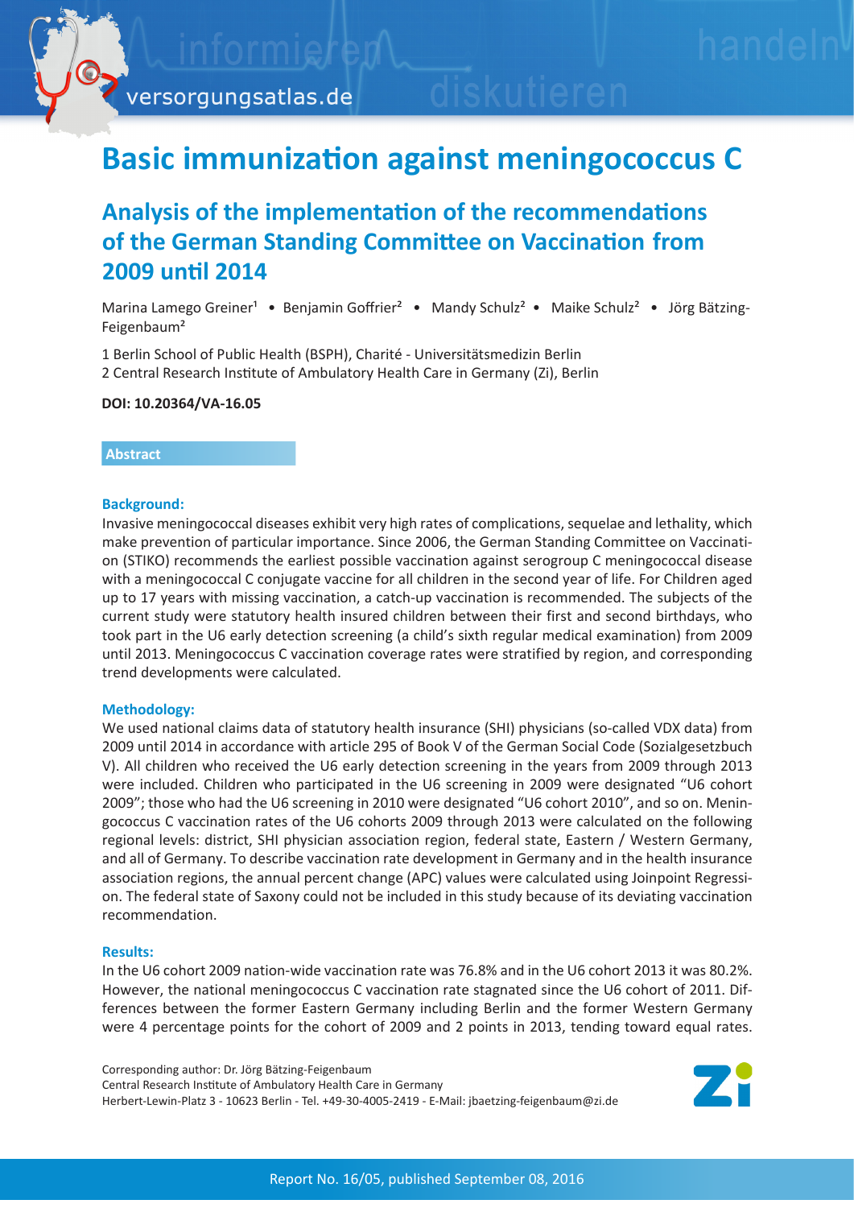# Basic immunization against meningococcus C

## Analysis of the implementation of the recommendations of the German Standing Committee on Vaccination from 2009 until 2014

Marina Lamego Greiner[1] • Benjamin Goffrier[2] • Mandy Schulz[2] • Maike Schulz[2] • Jörg Bätzing-Feigenbaum[2]

1 Berlin School of Public Health (BSPH), Charité - Universitätsmedizin Berlin
2 Central Research Institute of Ambulatory Health Care in Germany (Zi), Berlin

**DOI: 10.20364/VA-16.05**

### Abstract

**Background:**
Invasive meningococcal diseases exhibit very high rates of complications, sequelae and lethality, which make prevention of particular importance. Since 2006, the German Standing Committee on Vaccination (STIKO) recommends the earliest possible vaccination against serogroup C meningococcal disease with a meningococcal C conjugate vaccine for all children in the second year of life. For Children aged up to 17 years with missing vaccination, a catch-up vaccination is recommended. The subjects of the current study were statutory health insured children between their first and second birthdays, who took part in the U6 early detection screening (a child's sixth regular medical examination) from 2009 until 2013. Meningococcus C vaccination coverage rates were stratified by region, and corresponding trend developments were calculated.

**Methodology:**
We used national claims data of statutory health insurance (SHI) physicians (so-called VDX data) from 2009 until 2014 in accordance with article 295 of Book V of the German Social Code (Sozialgesetzbuch V). All children who received the U6 early detection screening in the years from 2009 through 2013 were included. Children who participated in the U6 screening in 2009 were designated "U6 cohort 2009"; those who had the U6 screening in 2010 were designated "U6 cohort 2010", and so on. Meningococcus C vaccination rates of the U6 cohorts 2009 through 2013 were calculated on the following regional levels: district, SHI physician association region, federal state, Eastern / Western Germany, and all of Germany. To describe vaccination rate development in Germany and in the health insurance association regions, the annual percent change (APC) values were calculated using Joinpoint Regression. The federal state of Saxony could not be included in this study because of its deviating vaccination recommendation.

**Results:**
In the U6 cohort 2009 nation-wide vaccination rate was 76.8% and in the U6 cohort 2013 it was 80.2%. However, the national meningococcus C vaccination rate stagnated since the U6 cohort of 2011. Differences between the former Eastern Germany including Berlin and the former Western Germany were 4 percentage points for the cohort of 2009 and 2 points in 2013, tending toward equal rates.

Corresponding author: Dr. Jörg Bätzing-Feigenbaum
Central Research Institute of Ambulatory Health Care in Germany
Herbert-Lewin-Platz 3 - 10623 Berlin - Tel. +49-30-4005-2419 - E-Mail: jbaetzing-feigenbaum@zi.de

Report No. 16/05, published September 08, 2016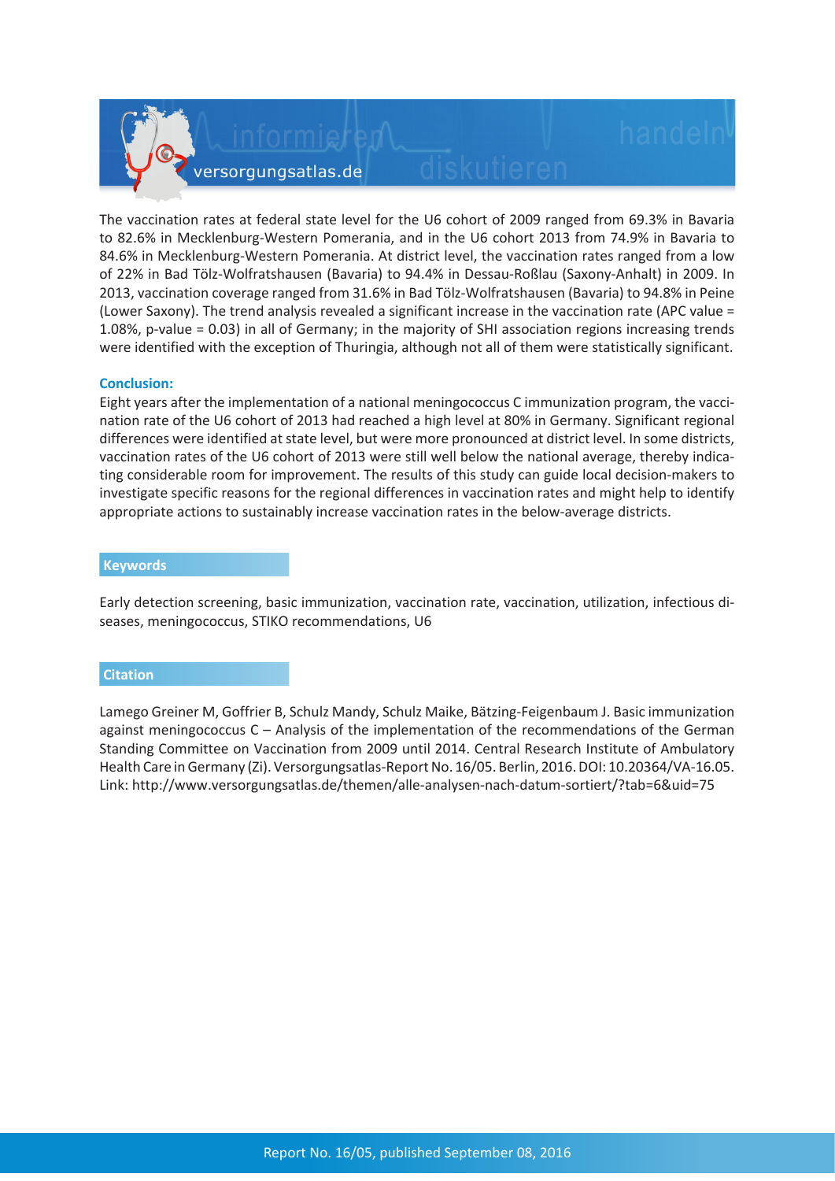The vaccination rates at federal state level for the U6 cohort of 2009 ranged from 69.3% in Bavaria to 82.6% in Mecklenburg-Western Pomerania, and in the U6 cohort 2013 from 74.9% in Bavaria to 84.6% in Mecklenburg-Western Pomerania. At district level, the vaccination rates ranged from a low of 22% in Bad Tölz-Wolfratshausen (Bavaria) to 94.4% in Dessau-Roßlau (Saxony-Anhalt) in 2009. In 2013, vaccination coverage ranged from 31.6% in Bad Tölz-Wolfratshausen (Bavaria) to 94.8% in Peine (Lower Saxony). The trend analysis revealed a significant increase in the vaccination rate (APC value = 1.08%, p-value = 0.03) in all of Germany; in the majority of SHI association regions increasing trends were identified with the exception of Thuringia, although not all of them were statistically significant.

**Conclusion:**

Eight years after the implementation of a national meningococcus C immunization program, the vaccination rate of the U6 cohort of 2013 had reached a high level at 80% in Germany. Significant regional differences were identified at state level, but were more pronounced at district level. In some districts, vaccination rates of the U6 cohort of 2013 were still well below the national average, thereby indicating considerable room for improvement. The results of this study can guide local decision-makers to investigate specific reasons for the regional differences in vaccination rates and might help to identify appropriate actions to sustainably increase vaccination rates in the below-average districts.

## Keywords

Early detection screening, basic immunization, vaccination rate, vaccination, utilization, infectious diseases, meningococcus, STIKO recommendations, U6

## Citation

Lamego Greiner M, Goffrier B, Schulz Mandy, Schulz Maike, Bätzing-Feigenbaum J. Basic immunization against meningococcus C – Analysis of the implementation of the recommendations of the German Standing Committee on Vaccination from 2009 until 2014. Central Research Institute of Ambulatory Health Care in Germany (Zi). Versorgungsatlas-Report No. 16/05. Berlin, 2016. DOI: 10.20364/VA-16.05. Link: http://www.versorgungsatlas.de/themen/alle-analysen-nach-datum-sortiert/?tab=6&uid=75